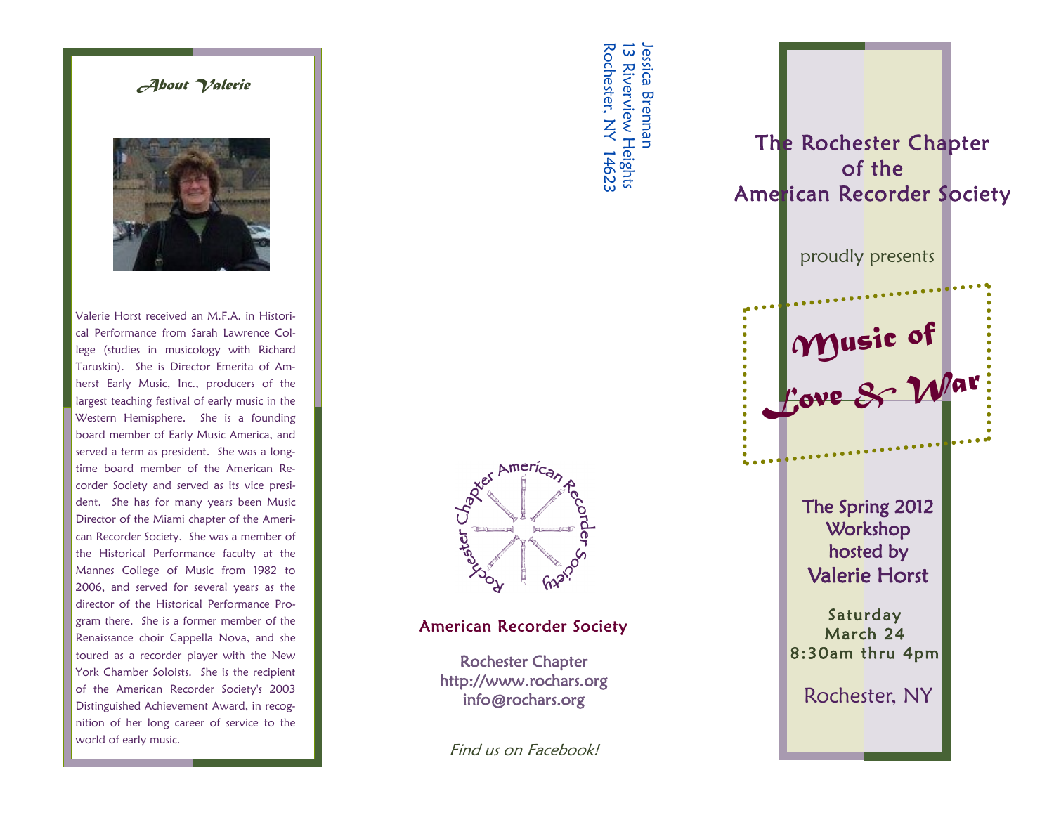## *About Valerie*

Valerie Horst received an M.F.A. in Historical Performance from Sarah Lawrence College (studies in musicology with Richard Taruskin). She is Director Emerita of Amherst Early Music, Inc., producers of the largest teaching festival of early music in the Western Hemisphere. She is a founding board member of Early Music America, and served a term as president. She was a longtime board member of the American Recorder Society and served as its vice president. She has for many years been Music Director of the Miami chapter of the American Recorder Society. She was a member of the Historical Performance faculty at the Mannes College of Music from 1982 to 2006, and served for several years as the director of the Historical Performance Program there. She is a former member of the Renaissance choir Cappella Nova, and she toured as a recorder player with the New York Chamber Soloists. She is the recipient of the American Recorder Society's 2003 Distinguished Achievement Award, in recognition of her long career of service to the world of early music.

Jessica Brennan
13 Riverview Heights
Rochester, NY 14623

Rochester Chapter American Recorder Society

**American Recorder Society**

Rochester Chapter
http://www.rochars.org
info@rochars.org

*Find us on Facebook!*

# The Rochester Chapter of the American Recorder Society

proudly presents

# *Music of Love & War*

**The Spring 2012 Workshop hosted by Valerie Horst**

Saturday
March 24
8:30am thru 4pm

Rochester, NY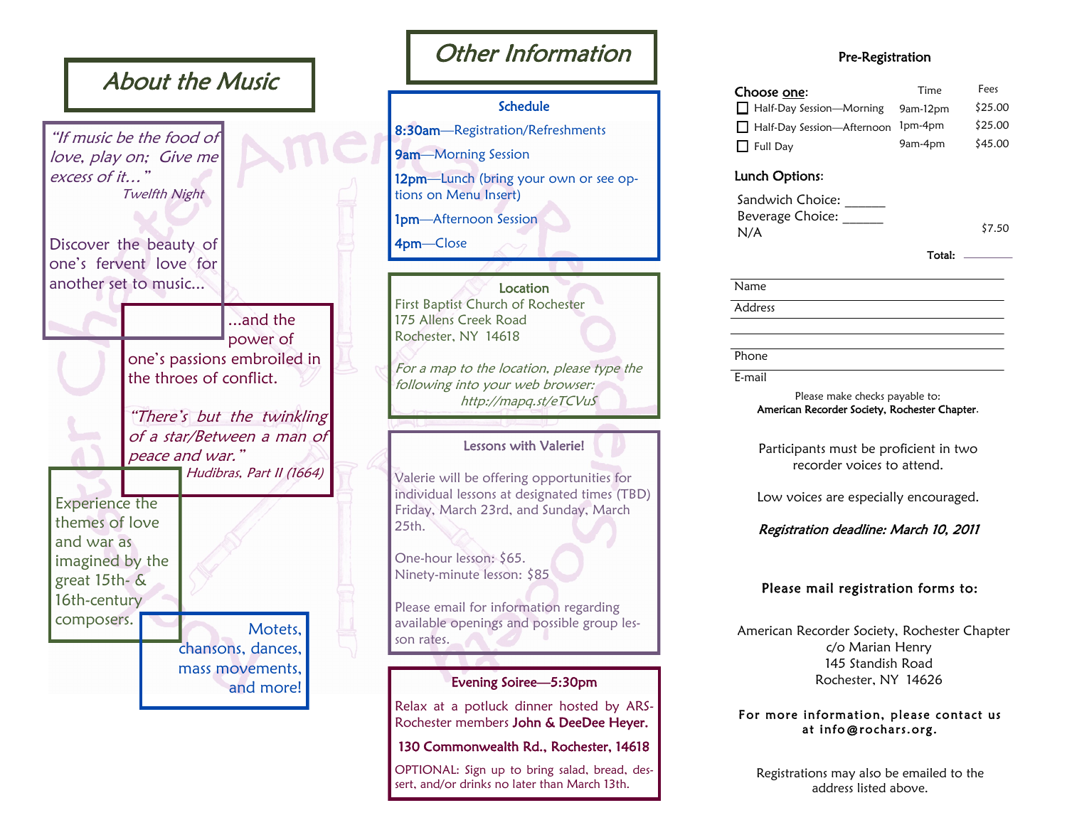# About the Music

*"If music be the food of love, play on; Give me excess of it…"*
*Twelfth Night*

Discover the beauty of one's fervent love for another set to music…

…and the power of one's passions embroiled in the throes of conflict.

*"There's but the twinkling of a star/Between a man of peace and war."*
*Hudibras, Part II (1664)*

Experience the themes of love and war as imagined by the great 15th- & 16th-century composers.

Motets, chansons, dances, mass movements, and more!

# Other Information

## Schedule

**8:30am**—Registration/Refreshments

**9am**—Morning Session

**12pm**—Lunch (bring your own or see options on Menu Insert)

**1pm**—Afternoon Session

**4pm**—Close

## Location

First Baptist Church of Rochester
175 Allens Creek Road
Rochester, NY 14618

*For a map to the location, please type the following into your web browser:*
*http://mapq.st/eTCVuS*

## Lessons with Valerie!

Valerie will be offering opportunities for individual lessons at designated times (TBD) Friday, March 23rd, and Sunday, March 25th.

One-hour lesson: $65.
Ninety-minute lesson: $85

Please email for information regarding available openings and possible group lesson rates.

## Evening Soiree—5:30pm

Relax at a potluck dinner hosted by ARS-Rochester members **John & DeeDee Heyer.**

**130 Commonwealth Rd., Rochester, 14618**

OPTIONAL: Sign up to bring salad, bread, dessert, and/or drinks no later than March 13th.

## Pre-Registration

| Choose one: | Time | Fees |
|---|---|---|
| ☐ Half-Day Session—Morning | 9am-12pm | $25.00 |
| ☐ Half-Day Session—Afternoon | 1pm-4pm | $25.00 |
| ☐ Full Day | 9am-4pm | $45.00 |

**Lunch Options:**

Sandwich Choice: ______
Beverage Choice: ______
N/A — $7.50

**Total:** ________

Name ____________________

Address ____________________

____________________

Phone ____________________

E-mail ____________________

Please make checks payable to:
**American Recorder Society, Rochester Chapter.**

Participants must be proficient in two recorder voices to attend.

Low voices are especially encouraged.

*Registration deadline: March 10, 2011*

**Please mail registration forms to:**

American Recorder Society, Rochester Chapter
c/o Marian Henry
145 Standish Road
Rochester, NY 14626

For more information, please contact us at info@rochars.org.

Registrations may also be emailed to the address listed above.